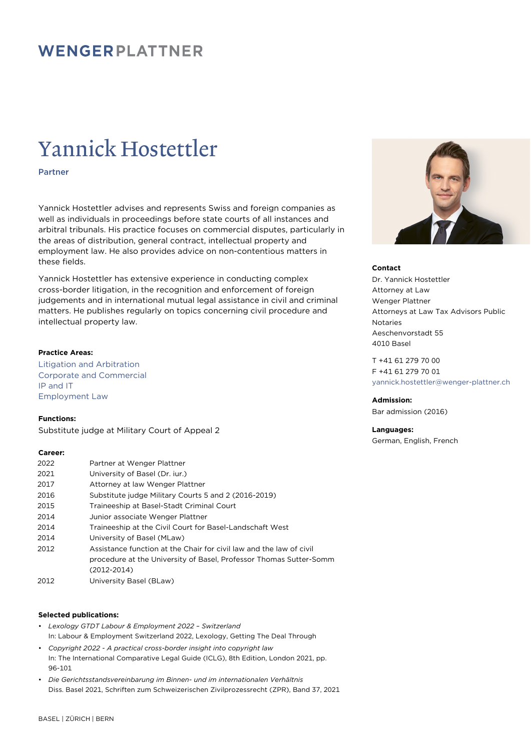# WENGERPLATTNER

# Yannick Hostettler

**Partner**

Yannick Hostettler advises and represents Swiss and foreign companies as well as individuals in proceedings before state courts of all instances and arbitral tribunals. His practice focuses on commercial disputes, particularly in the areas of distribution, general contract, intellectual property and employment law. He also provides advice on non-contentious matters in these fields.

Yannick Hostettler has extensive experience in conducting complex cross-border litigation, in the recognition and enforcement of foreign judgements and in international mutual legal assistance in civil and criminal matters. He publishes regularly on topics concerning civil procedure and intellectual property law.

**Practice Areas:**

Litigation and Arbitration
Corporate and Commercial
IP and IT
Employment Law

**Functions:**

Substitute judge at Military Court of Appeal 2

**Career:**

| | |
|---|---|
| 2022 | Partner at Wenger Plattner |
| 2021 | University of Basel (Dr. iur.) |
| 2017 | Attorney at law Wenger Plattner |
| 2016 | Substitute judge Military Courts 5 and 2 (2016-2019) |
| 2015 | Traineeship at Basel-Stadt Criminal Court |
| 2014 | Junior associate Wenger Plattner |
| 2014 | Traineeship at the Civil Court for Basel-Landschaft West |
| 2014 | University of Basel (MLaw) |
| 2012 | Assistance function at the Chair for civil law and the law of civil procedure at the University of Basel, Professor Thomas Sutter-Somm (2012-2014) |
| 2012 | University Basel (BLaw) |

**Selected publications:**

- *Lexology GTDT Labour & Employment 2022 – Switzerland*
  In: Labour & Employment Switzerland 2022, Lexology, Getting The Deal Through
- *Copyright 2022 - A practical cross-border insight into copyright law*
  In: The International Comparative Legal Guide (ICLG), 8th Edition, London 2021, pp. 96-101
- *Die Gerichtsstandsvereinbarung im Binnen- und im internationalen Verhältnis*
  Diss. Basel 2021, Schriften zum Schweizerischen Zivilprozessrecht (ZPR), Band 37, 2021

**Contact**

Dr. Yannick Hostettler
Attorney at Law
Wenger Plattner
Attorneys at Law Tax Advisors Public Notaries
Aeschenvorstadt 55
4010 Basel

T +41 61 279 70 00
F +41 61 279 70 01
yannick.hostettler@wenger-plattner.ch

**Admission:**

Bar admission (2016)

**Languages:**

German, English, French

BASEL | ZÜRICH | BERN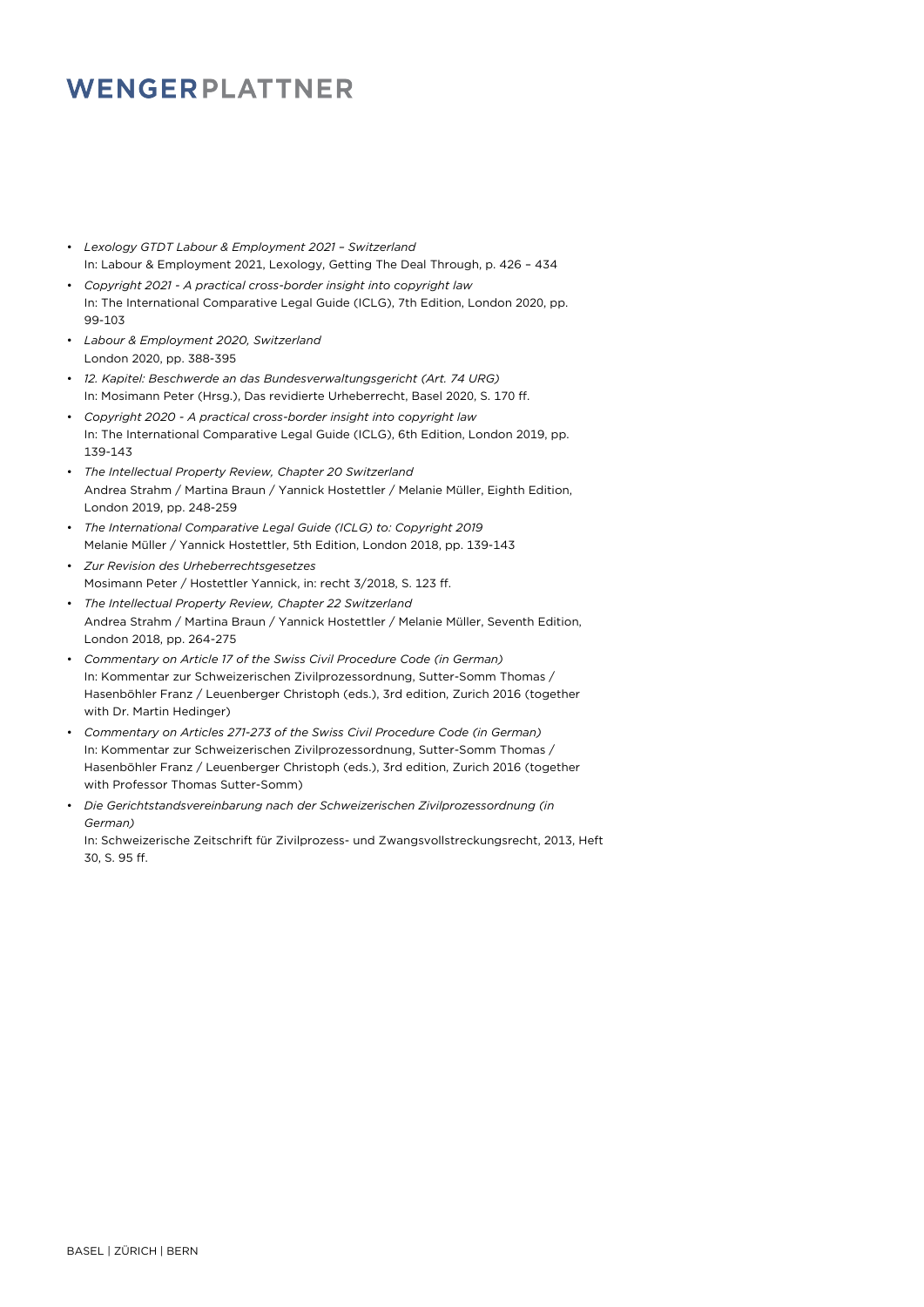- *Lexology GTDT Labour & Employment 2021 – Switzerland*
  In: Labour & Employment 2021, Lexology, Getting The Deal Through, p. 426 – 434
- *Copyright 2021 - A practical cross-border insight into copyright law*
  In: The International Comparative Legal Guide (ICLG), 7th Edition, London 2020, pp. 99-103
- *Labour & Employment 2020, Switzerland*
  London 2020, pp. 388-395
- *12. Kapitel: Beschwerde an das Bundesverwaltungsgericht (Art. 74 URG)*
  In: Mosimann Peter (Hrsg.), Das revidierte Urheberrecht, Basel 2020, S. 170 ff.
- *Copyright 2020 - A practical cross-border insight into copyright law*
  In: The International Comparative Legal Guide (ICLG), 6th Edition, London 2019, pp. 139-143
- *The Intellectual Property Review, Chapter 20 Switzerland*
  Andrea Strahm / Martina Braun / Yannick Hostettler / Melanie Müller, Eighth Edition, London 2019, pp. 248-259
- *The International Comparative Legal Guide (ICLG) to: Copyright 2019*
  Melanie Müller / Yannick Hostettler, 5th Edition, London 2018, pp. 139-143
- *Zur Revision des Urheberrechtsgesetzes*
  Mosimann Peter / Hostettler Yannick, in: recht 3/2018, S. 123 ff.
- *The Intellectual Property Review, Chapter 22 Switzerland*
  Andrea Strahm / Martina Braun / Yannick Hostettler / Melanie Müller, Seventh Edition, London 2018, pp. 264-275
- *Commentary on Article 17 of the Swiss Civil Procedure Code (in German)*
  In: Kommentar zur Schweizerischen Zivilprozessordnung, Sutter-Somm Thomas / Hasenböhler Franz / Leuenberger Christoph (eds.), 3rd edition, Zurich 2016 (together with Dr. Martin Hedinger)
- *Commentary on Articles 271-273 of the Swiss Civil Procedure Code (in German)*
  In: Kommentar zur Schweizerischen Zivilprozessordnung, Sutter-Somm Thomas / Hasenböhler Franz / Leuenberger Christoph (eds.), 3rd edition, Zurich 2016 (together with Professor Thomas Sutter-Somm)
- *Die Gerichtstandsvereinbarung nach der Schweizerischen Zivilprozessordnung (in German)*
  In: Schweizerische Zeitschrift für Zivilprozess- und Zwangsvollstreckungsrecht, 2013, Heft 30, S. 95 ff.